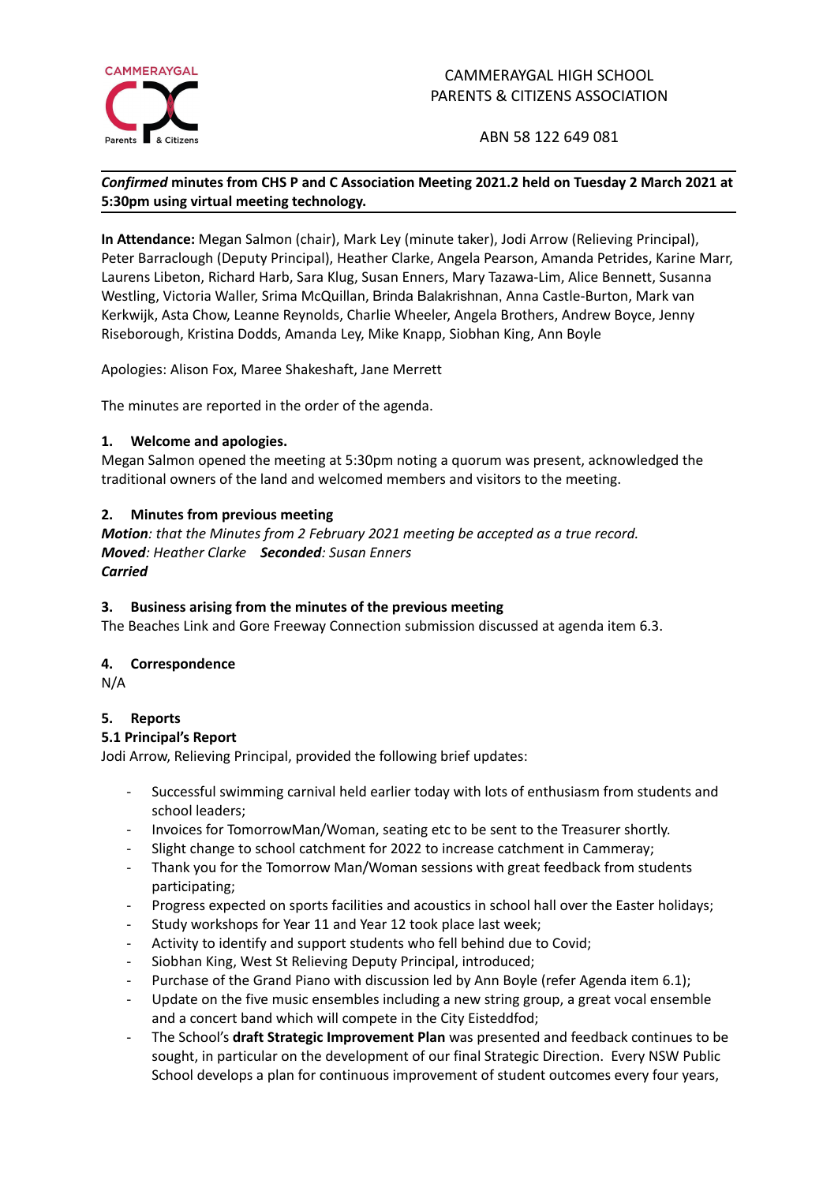CAMMERAYGAL HIGH SCHOOL
PARENTS & CITIZENS ASSOCIATION

ABN 58 122 649 081

***Confirmed* minutes from CHS P and C Association Meeting 2021.2 held on Tuesday 2 March 2021 at 5:30pm using virtual meeting technology.**

**In Attendance:** Megan Salmon (chair), Mark Ley (minute taker), Jodi Arrow (Relieving Principal), Peter Barraclough (Deputy Principal), Heather Clarke, Angela Pearson, Amanda Petrides, Karine Marr, Laurens Libeton, Richard Harb, Sara Klug, Susan Enners, Mary Tazawa-Lim, Alice Bennett, Susanna Westling, Victoria Waller, Srima McQuillan, Brinda Balakrishnan, Anna Castle-Burton, Mark van Kerkwijk, Asta Chow, Leanne Reynolds, Charlie Wheeler, Angela Brothers, Andrew Boyce, Jenny Riseborough, Kristina Dodds, Amanda Ley, Mike Knapp, Siobhan King, Ann Boyle

Apologies: Alison Fox, Maree Shakeshaft, Jane Merrett

The minutes are reported in the order of the agenda.

### 1. Welcome and apologies.

Megan Salmon opened the meeting at 5:30pm noting a quorum was present, acknowledged the traditional owners of the land and welcomed members and visitors to the meeting.

### 2. Minutes from previous meeting

***Motion**: that the Minutes from 2 February 2021 meeting be accepted as a true record.*
***Moved**: Heather Clarke* ***Seconded**: Susan Enners*
***Carried***

### 3. Business arising from the minutes of the previous meeting

The Beaches Link and Gore Freeway Connection submission discussed at agenda item 6.3.

### 4. Correspondence

N/A

### 5. Reports

#### 5.1 Principal's Report

Jodi Arrow, Relieving Principal, provided the following brief updates:

- Successful swimming carnival held earlier today with lots of enthusiasm from students and school leaders;
- Invoices for TomorrowMan/Woman, seating etc to be sent to the Treasurer shortly.
- Slight change to school catchment for 2022 to increase catchment in Cammeray;
- Thank you for the Tomorrow Man/Woman sessions with great feedback from students participating;
- Progress expected on sports facilities and acoustics in school hall over the Easter holidays;
- Study workshops for Year 11 and Year 12 took place last week;
- Activity to identify and support students who fell behind due to Covid;
- Siobhan King, West St Relieving Deputy Principal, introduced;
- Purchase of the Grand Piano with discussion led by Ann Boyle (refer Agenda item 6.1);
- Update on the five music ensembles including a new string group, a great vocal ensemble and a concert band which will compete in the City Eisteddfod;
- The School's **draft Strategic Improvement Plan** was presented and feedback continues to be sought, in particular on the development of our final Strategic Direction. Every NSW Public School develops a plan for continuous improvement of student outcomes every four years,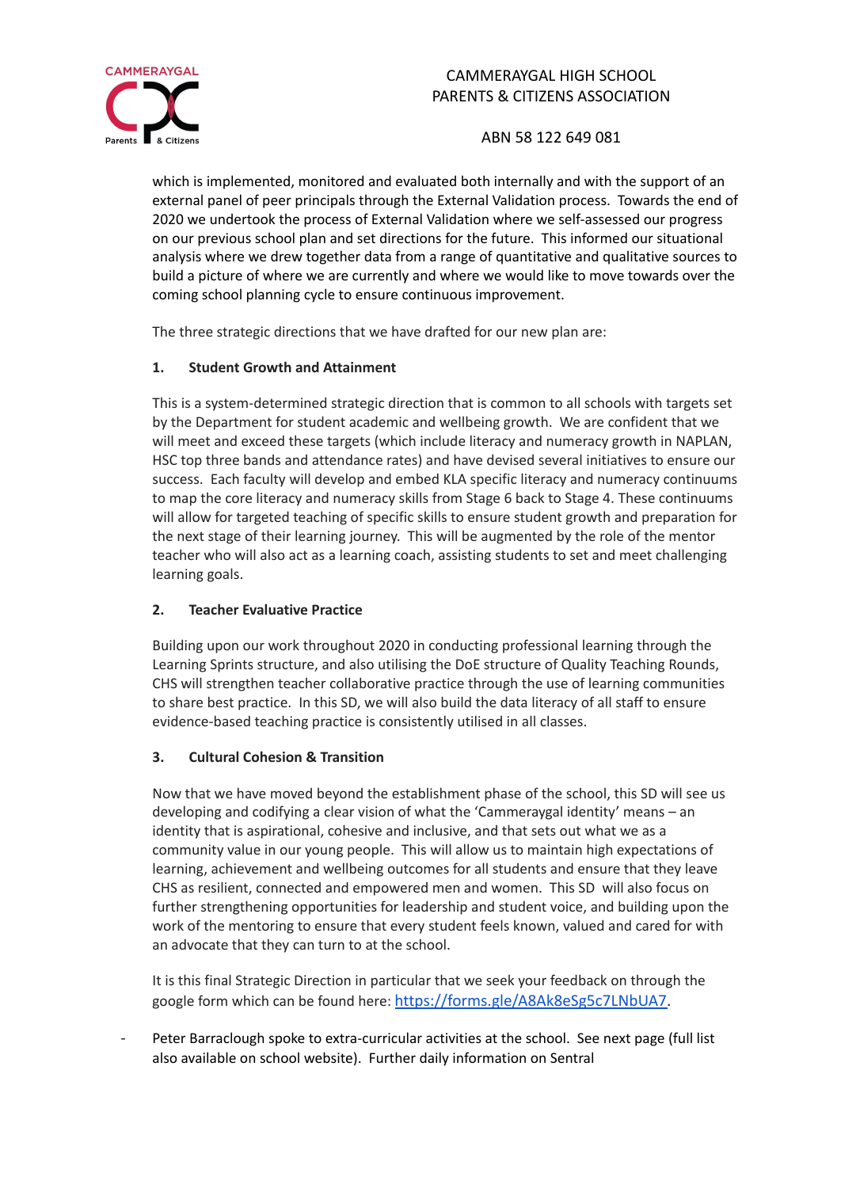which is implemented, monitored and evaluated both internally and with the support of an external panel of peer principals through the External Validation process. Towards the end of 2020 we undertook the process of External Validation where we self-assessed our progress on our previous school plan and set directions for the future. This informed our situational analysis where we drew together data from a range of quantitative and qualitative sources to build a picture of where we are currently and where we would like to move towards over the coming school planning cycle to ensure continuous improvement.

The three strategic directions that we have drafted for our new plan are:

**1. Student Growth and Attainment**

This is a system-determined strategic direction that is common to all schools with targets set by the Department for student academic and wellbeing growth. We are confident that we will meet and exceed these targets (which include literacy and numeracy growth in NAPLAN, HSC top three bands and attendance rates) and have devised several initiatives to ensure our success. Each faculty will develop and embed KLA specific literacy and numeracy continuums to map the core literacy and numeracy skills from Stage 6 back to Stage 4. These continuums will allow for targeted teaching of specific skills to ensure student growth and preparation for the next stage of their learning journey. This will be augmented by the role of the mentor teacher who will also act as a learning coach, assisting students to set and meet challenging learning goals.

**2. Teacher Evaluative Practice**

Building upon our work throughout 2020 in conducting professional learning through the Learning Sprints structure, and also utilising the DoE structure of Quality Teaching Rounds, CHS will strengthen teacher collaborative practice through the use of learning communities to share best practice. In this SD, we will also build the data literacy of all staff to ensure evidence-based teaching practice is consistently utilised in all classes.

**3. Cultural Cohesion & Transition**

Now that we have moved beyond the establishment phase of the school, this SD will see us developing and codifying a clear vision of what the 'Cammeraygal identity' means – an identity that is aspirational, cohesive and inclusive, and that sets out what we as a community value in our young people. This will allow us to maintain high expectations of learning, achievement and wellbeing outcomes for all students and ensure that they leave CHS as resilient, connected and empowered men and women. This SD will also focus on further strengthening opportunities for leadership and student voice, and building upon the work of the mentoring to ensure that every student feels known, valued and cared for with an advocate that they can turn to at the school.

It is this final Strategic Direction in particular that we seek your feedback on through the google form which can be found here: [https://forms.gle/A8Ak8eSg5c7LNbUA7](https://forms.gle/A8Ak8eSg5c7LNbUA7).

- Peter Barraclough spoke to extra-curricular activities at the school. See next page (full list also available on school website). Further daily information on Sentral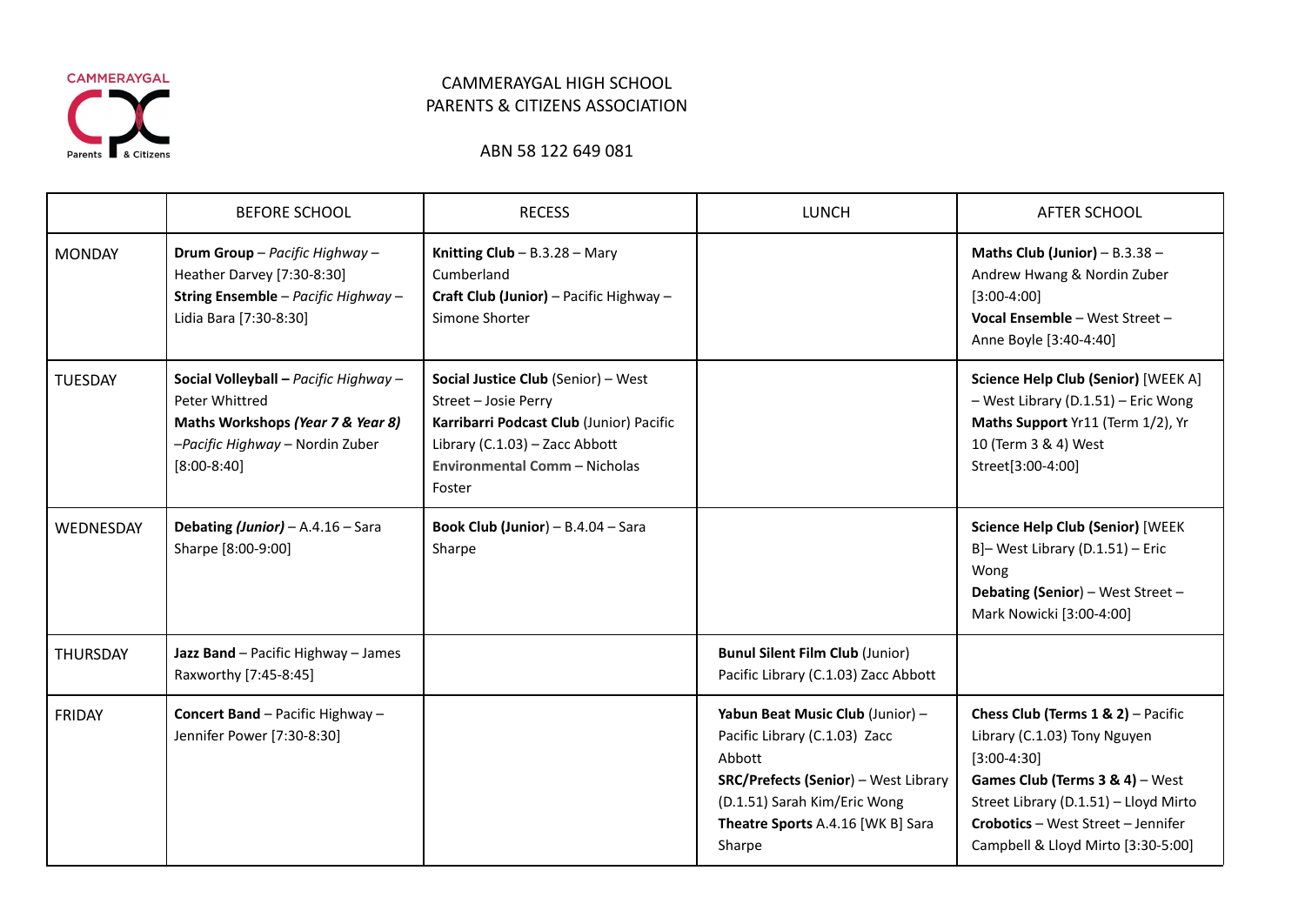CAMMERAYGAL HIGH SCHOOL
PARENTS & CITIZENS ASSOCIATION

ABN 58 122 649 081

| | BEFORE SCHOOL | RECESS | LUNCH | AFTER SCHOOL |
|---|---|---|---|---|
| MONDAY | **Drum Group** – *Pacific Highway* – Heather Darvey [7:30-8:30]<br>**String Ensemble** – *Pacific Highway* – Lidia Bara [7:30-8:30] | **Knitting Club** – B.3.28 – Mary Cumberland<br>**Craft Club (Junior)** – Pacific Highway – Simone Shorter | | **Maths Club (Junior)** – B.3.38 – Andrew Hwang & Nordin Zuber [3:00-4:00]<br>**Vocal Ensemble** – West Street – Anne Boyle [3:40-4:40] |
| TUESDAY | **Social Volleyball –** *Pacific Highway* – Peter Whittred<br>**Maths Workshops *(Year 7 & Year 8)*** –*Pacific Highway* – Nordin Zuber [8:00-8:40] | **Social Justice Club** (Senior) – West Street – Josie Perry<br>**Karribarri Podcast Club** (Junior) Pacific Library (C.1.03) – Zacc Abbott<br>**Environmental Comm** – Nicholas Foster | | **Science Help Club (Senior)** [WEEK A] – West Library (D.1.51) – Eric Wong<br>**Maths Support** Yr11 (Term 1/2), Yr 10 (Term 3 & 4) West Street[3:00-4:00] |
| WEDNESDAY | **Debating *(Junior)*** – A.4.16 – Sara Sharpe [8:00-9:00] | **Book Club (Junior**) – B.4.04 – Sara Sharpe | | **Science Help Club (Senior)** [WEEK B]– West Library (D.1.51) – Eric Wong<br>**Debating (Senior**) – West Street – Mark Nowicki [3:00-4:00] |
| THURSDAY | **Jazz Band** – Pacific Highway – James Raxworthy [7:45-8:45] | | **Bunul Silent Film Club** (Junior) Pacific Library (C.1.03) Zacc Abbott | |
| FRIDAY | **Concert Band** – Pacific Highway – Jennifer Power [7:30-8:30] | | **Yabun Beat Music Club** (Junior) – Pacific Library (C.1.03) Zacc Abbott<br>**SRC/Prefects (Senior)** – West Library (D.1.51) Sarah Kim/Eric Wong<br>**Theatre Sports** A.4.16 [WK B] Sara Sharpe | **Chess Club (Terms 1 & 2)** – Pacific Library (C.1.03) Tony Nguyen [3:00-4:30]<br>**Games Club (Terms 3 & 4)** – West Street Library (D.1.51) – Lloyd Mirto<br>**Crobotics** – West Street – Jennifer Campbell & Lloyd Mirto [3:30-5:00] |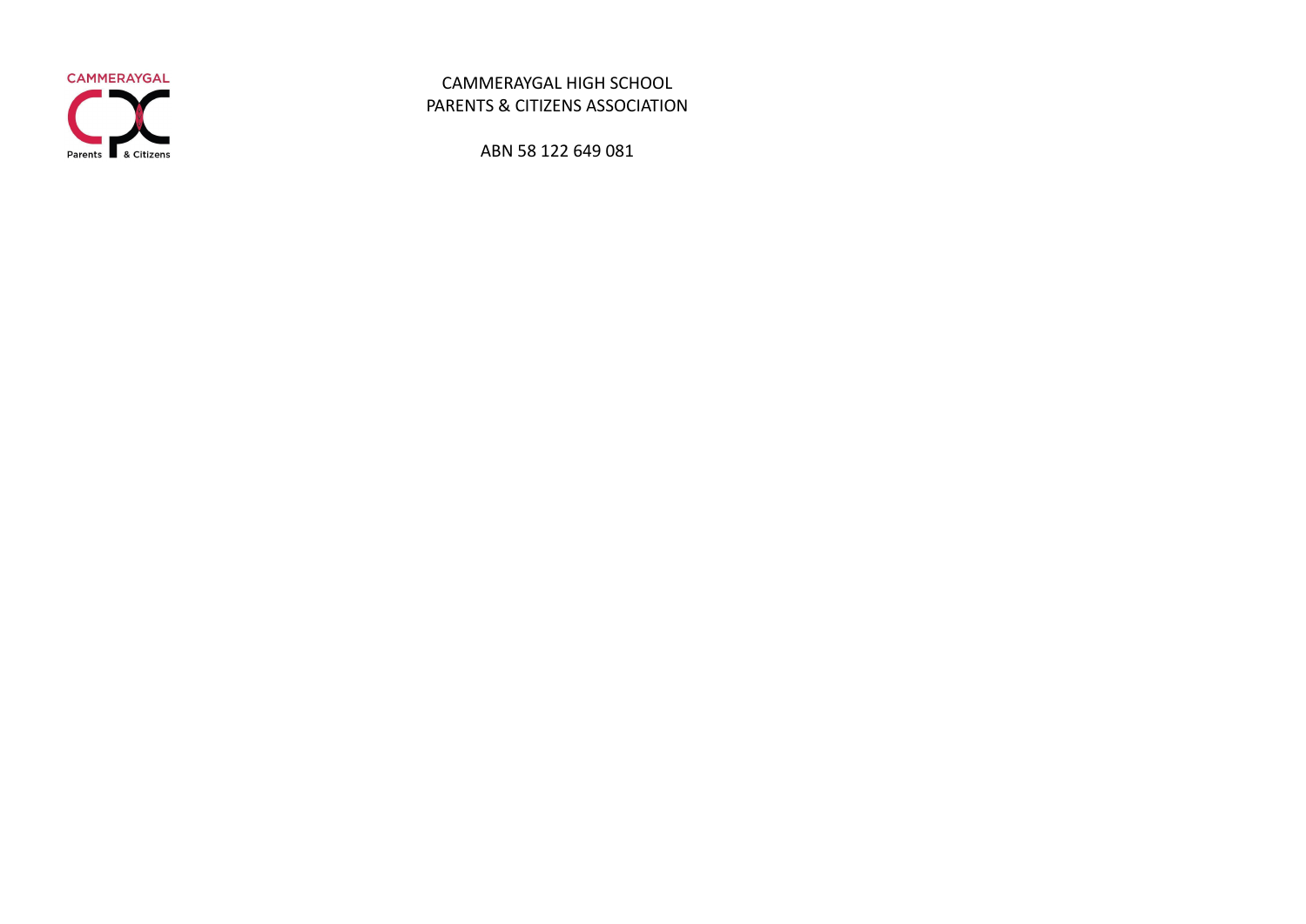CAMMERAYGAL HIGH SCHOOL
PARENTS & CITIZENS ASSOCIATION

ABN 58 122 649 081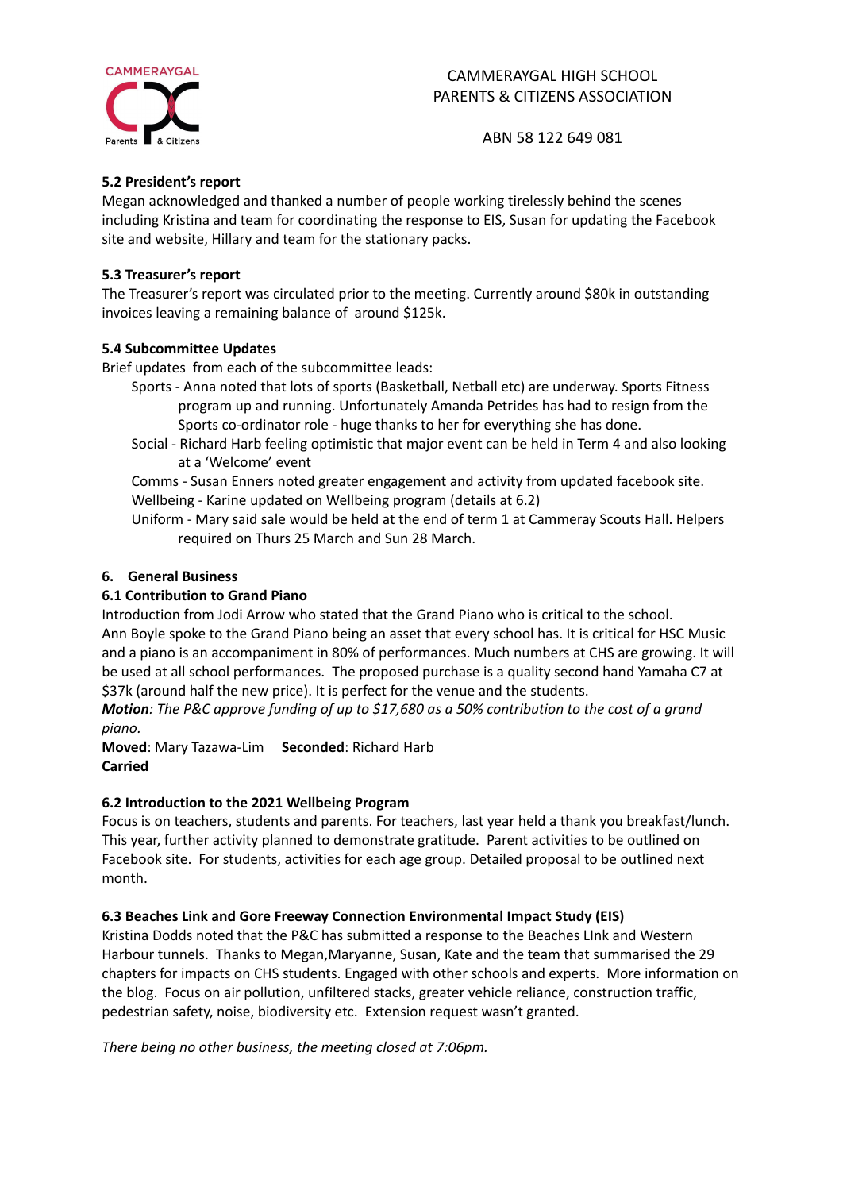CAMMERAYGAL HIGH SCHOOL
PARENTS & CITIZENS ASSOCIATION

ABN 58 122 649 081

**5.2 President's report**

Megan acknowledged and thanked a number of people working tirelessly behind the scenes including Kristina and team for coordinating the response to EIS, Susan for updating the Facebook site and website, Hillary and team for the stationary packs.

**5.3 Treasurer's report**

The Treasurer's report was circulated prior to the meeting. Currently around $80k in outstanding invoices leaving a remaining balance of around $125k.

**5.4 Subcommittee Updates**

Brief updates from each of the subcommittee leads:

- Sports - Anna noted that lots of sports (Basketball, Netball etc) are underway. Sports Fitness program up and running. Unfortunately Amanda Petrides has had to resign from the Sports co-ordinator role - huge thanks to her for everything she has done.
- Social - Richard Harb feeling optimistic that major event can be held in Term 4 and also looking at a 'Welcome' event
- Comms - Susan Enners noted greater engagement and activity from updated facebook site.
- Wellbeing - Karine updated on Wellbeing program (details at 6.2)
- Uniform - Mary said sale would be held at the end of term 1 at Cammeray Scouts Hall. Helpers required on Thurs 25 March and Sun 28 March.

**6. General Business**

**6.1 Contribution to Grand Piano**

Introduction from Jodi Arrow who stated that the Grand Piano who is critical to the school. Ann Boyle spoke to the Grand Piano being an asset that every school has. It is critical for HSC Music and a piano is an accompaniment in 80% of performances. Much numbers at CHS are growing. It will be used at all school performances. The proposed purchase is a quality second hand Yamaha C7 at $37k (around half the new price). It is perfect for the venue and the students.

***Motion**: The P&C approve funding of up to $17,680 as a 50% contribution to the cost of a grand piano.*

**Moved**: Mary Tazawa-Lim **Seconded**: Richard Harb

**Carried**

**6.2 Introduction to the 2021 Wellbeing Program**

Focus is on teachers, students and parents. For teachers, last year held a thank you breakfast/lunch. This year, further activity planned to demonstrate gratitude. Parent activities to be outlined on Facebook site. For students, activities for each age group. Detailed proposal to be outlined next month.

**6.3 Beaches Link and Gore Freeway Connection Environmental Impact Study (EIS)**

Kristina Dodds noted that the P&C has submitted a response to the Beaches LInk and Western Harbour tunnels. Thanks to Megan,Maryanne, Susan, Kate and the team that summarised the 29 chapters for impacts on CHS students. Engaged with other schools and experts. More information on the blog. Focus on air pollution, unfiltered stacks, greater vehicle reliance, construction traffic, pedestrian safety, noise, biodiversity etc. Extension request wasn't granted.

*There being no other business, the meeting closed at 7:06pm.*